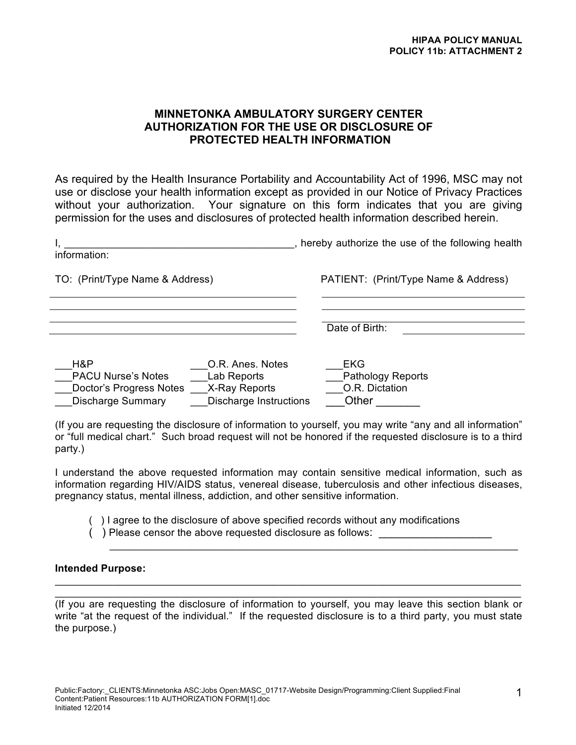HIPAA POLICY MANUAL
POLICY 11b: ATTACHMENT 2

# MINNETONKA AMBULATORY SURGERY CENTER AUTHORIZATION FOR THE USE OR DISCLOSURE OF PROTECTED HEALTH INFORMATION

As required by the Health Insurance Portability and Accountability Act of 1996, MSC may not use or disclose your health information except as provided in our Notice of Privacy Practices without your authorization. Your signature on this form indicates that you are giving permission for the uses and disclosures of protected health information described herein.

I, ______________________________________, hereby authorize the use of the following health information:

| TO: (Print/Type Name & Address) | PATIENT: (Print/Type Name & Address) |
|---|---|
| ______________________________ | ______________________________ |
| ______________________________ | ______________________________ |
| ______________________________ | ______________________________ |
| ______________________________ | Date of Birth: ________________ |

| | | |
|---|---|---|
| ___H&P | ___O.R. Anes. Notes | ___EKG |
| ___PACU Nurse's Notes | ___Lab Reports | ___Pathology Reports |
| ___Doctor's Progress Notes | ___X-Ray Reports | ___O.R. Dictation |
| ___Discharge Summary | ___Discharge Instructions | ___Other _______ |

(If you are requesting the disclosure of information to yourself, you may write "any and all information" or "full medical chart." Such broad request will not be honored if the requested disclosure is to a third party.)

I understand the above requested information may contain sensitive medical information, such as information regarding HIV/AIDS status, venereal disease, tuberculosis and other infectious diseases, pregnancy status, mental illness, addiction, and other sensitive information.

( ) I agree to the disclosure of above specified records without any modifications
( ) Please censor the above requested disclosure as follows: ___________________
_____________________________________________________________________

**Intended Purpose:**
_____________________________________________________________________
_____________________________________________________________________
(If you are requesting the disclosure of information to yourself, you may leave this section blank or write "at the request of the individual." If the requested disclosure is to a third party, you must state the purpose.)

Public:Factory:_CLIENTS:Minnetonka ASC:Jobs Open:MASC_01717-Website Design/Programming:Client Supplied:Final Content:Patient Resources:11b AUTHORIZATION FORM[1].doc
Initiated 12/2014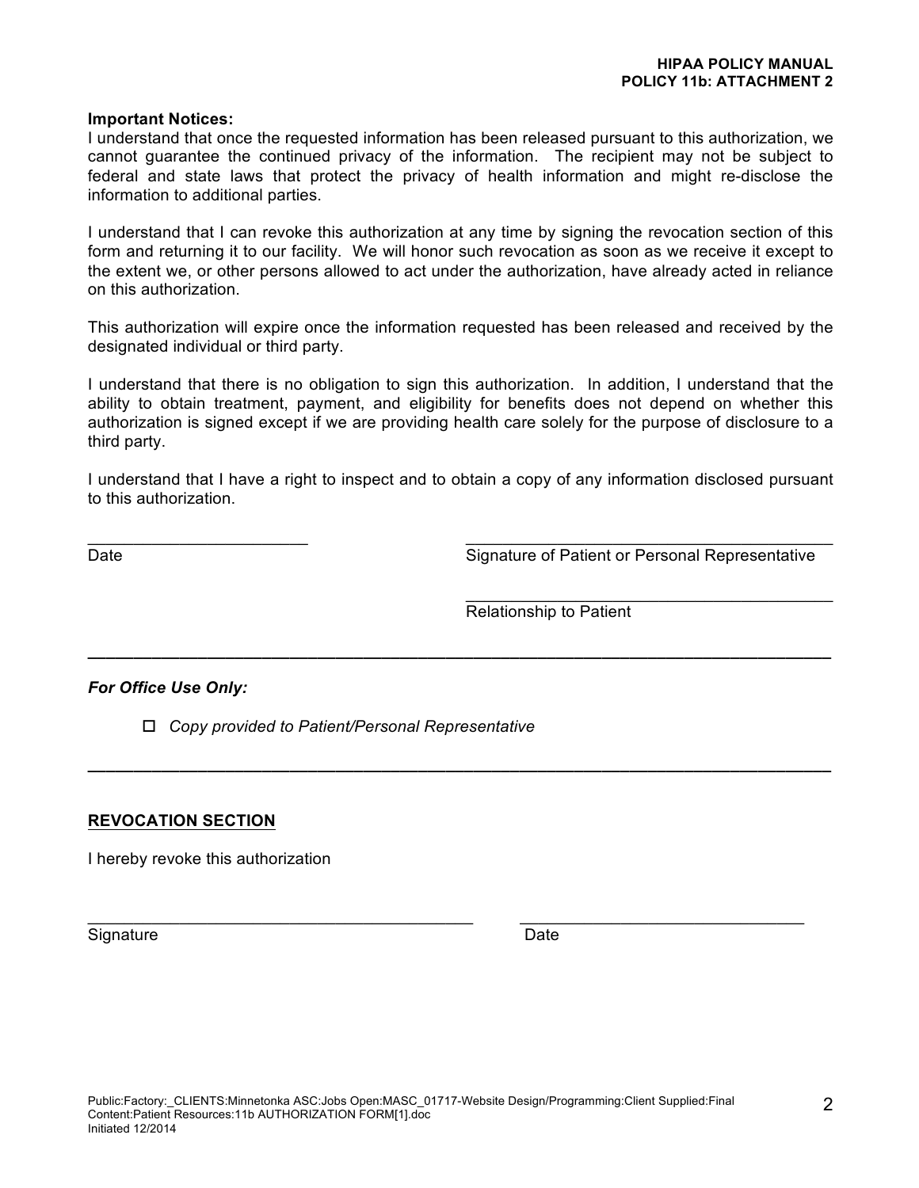**Important Notices:**

I understand that once the requested information has been released pursuant to this authorization, we cannot guarantee the continued privacy of the information. The recipient may not be subject to federal and state laws that protect the privacy of health information and might re-disclose the information to additional parties.

I understand that I can revoke this authorization at any time by signing the revocation section of this form and returning it to our facility. We will honor such revocation as soon as we receive it except to the extent we, or other persons allowed to act under the authorization, have already acted in reliance on this authorization.

This authorization will expire once the information requested has been released and received by the designated individual or third party.

I understand that there is no obligation to sign this authorization. In addition, I understand that the ability to obtain treatment, payment, and eligibility for benefits does not depend on whether this authorization is signed except if we are providing health care solely for the purpose of disclosure to a third party.

I understand that I have a right to inspect and to obtain a copy of any information disclosed pursuant to this authorization.

________________________ ________________________________________

Date Signature of Patient or Personal Representative

________________________________________

Relationship to Patient

---

***For Office Use Only:***

☐ *Copy provided to Patient/Personal Representative*

---

**<u>REVOCATION SECTION</u>**

I hereby revoke this authorization

________________________________________ ______________________________

Signature Date

Public:Factory:_CLIENTS:Minnetonka ASC:Jobs Open:MASC_01717-Website Design/Programming:Client Supplied:Final Content:Patient Resources:11b AUTHORIZATION FORM[1].doc
Initiated 12/2014